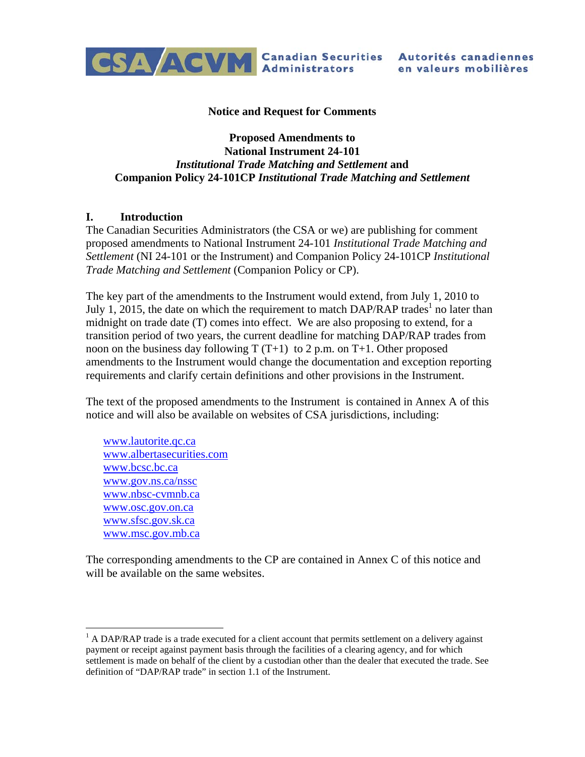CSA/ACVM Canadian Securities Administrators — Autorités canadiennes en valeurs mobilières

**Notice and Request for Comments**

**Proposed Amendments to**
**National Instrument 24-101**
***Institutional Trade Matching and Settlement* and**
**Companion Policy 24-101CP *Institutional Trade Matching and Settlement***

## I. Introduction

The Canadian Securities Administrators (the CSA or we) are publishing for comment proposed amendments to National Instrument 24-101 *Institutional Trade Matching and Settlement* (NI 24-101 or the Instrument) and Companion Policy 24-101CP *Institutional Trade Matching and Settlement* (Companion Policy or CP).

The key part of the amendments to the Instrument would extend, from July 1, 2010 to July 1, 2015, the date on which the requirement to match DAP/RAP trades[1] no later than midnight on trade date (T) comes into effect. We are also proposing to extend, for a transition period of two years, the current deadline for matching DAP/RAP trades from noon on the business day following T (T+1) to 2 p.m. on T+1. Other proposed amendments to the Instrument would change the documentation and exception reporting requirements and clarify certain definitions and other provisions in the Instrument.

The text of the proposed amendments to the Instrument is contained in Annex A of this notice and will also be available on websites of CSA jurisdictions, including:

- www.lautorite.qc.ca
- www.albertasecurities.com
- www.bcsc.bc.ca
- www.gov.ns.ca/nssc
- www.nbsc-cvmnb.ca
- www.osc.gov.on.ca
- www.sfsc.gov.sk.ca
- www.msc.gov.mb.ca

The corresponding amendments to the CP are contained in Annex C of this notice and will be available on the same websites.

---

[1] A DAP/RAP trade is a trade executed for a client account that permits settlement on a delivery against payment or receipt against payment basis through the facilities of a clearing agency, and for which settlement is made on behalf of the client by a custodian other than the dealer that executed the trade. See definition of "DAP/RAP trade" in section 1.1 of the Instrument.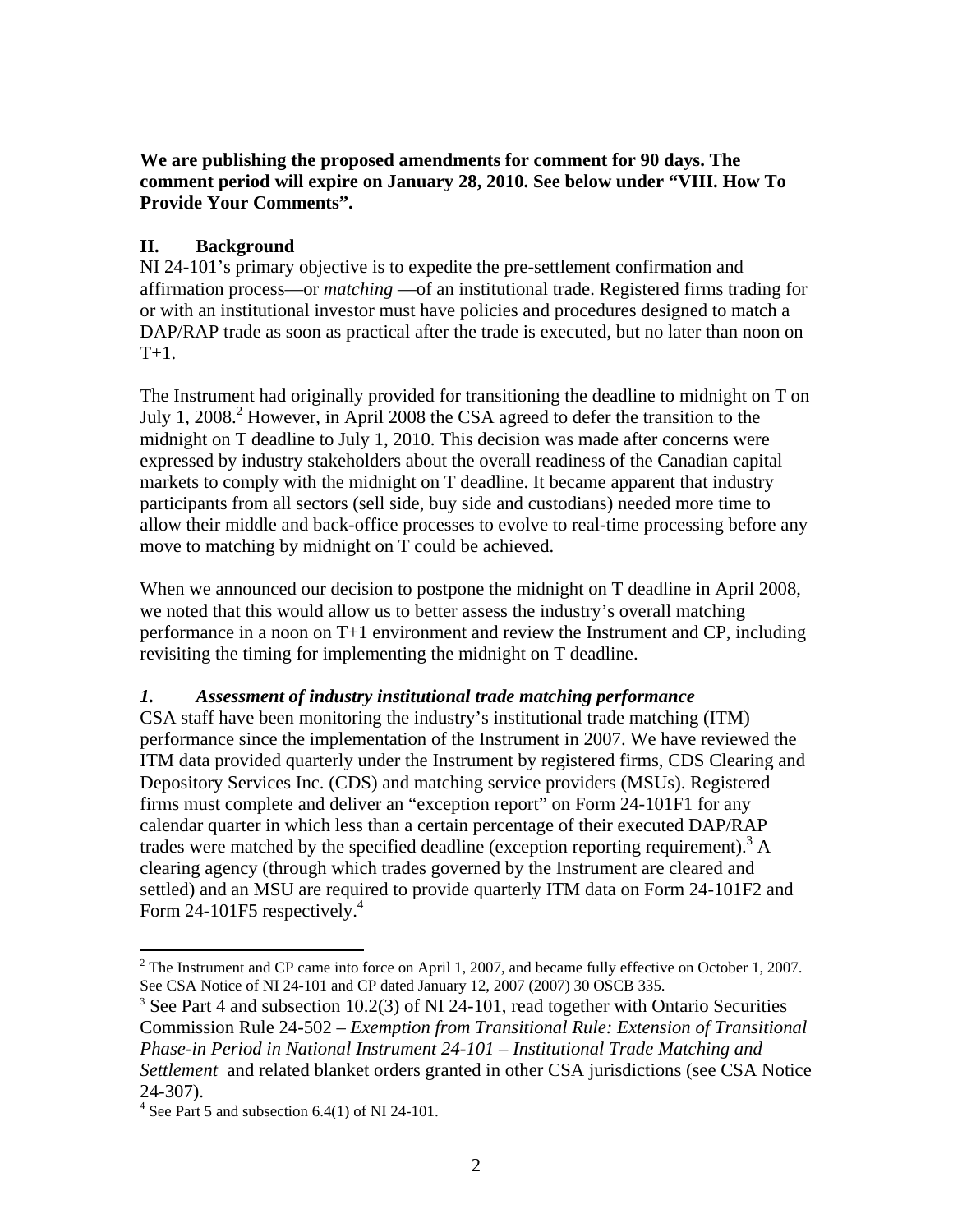**We are publishing the proposed amendments for comment for 90 days. The comment period will expire on January 28, 2010. See below under "VIII. How To Provide Your Comments".**

## II. Background

NI 24-101's primary objective is to expedite the pre-settlement confirmation and affirmation process—or *matching* —of an institutional trade. Registered firms trading for or with an institutional investor must have policies and procedures designed to match a DAP/RAP trade as soon as practical after the trade is executed, but no later than noon on T+1.

The Instrument had originally provided for transitioning the deadline to midnight on T on July 1, 2008.[2] However, in April 2008 the CSA agreed to defer the transition to the midnight on T deadline to July 1, 2010. This decision was made after concerns were expressed by industry stakeholders about the overall readiness of the Canadian capital markets to comply with the midnight on T deadline. It became apparent that industry participants from all sectors (sell side, buy side and custodians) needed more time to allow their middle and back-office processes to evolve to real-time processing before any move to matching by midnight on T could be achieved.

When we announced our decision to postpone the midnight on T deadline in April 2008, we noted that this would allow us to better assess the industry's overall matching performance in a noon on T+1 environment and review the Instrument and CP, including revisiting the timing for implementing the midnight on T deadline.

### *1. Assessment of industry institutional trade matching performance*

CSA staff have been monitoring the industry's institutional trade matching (ITM) performance since the implementation of the Instrument in 2007. We have reviewed the ITM data provided quarterly under the Instrument by registered firms, CDS Clearing and Depository Services Inc. (CDS) and matching service providers (MSUs). Registered firms must complete and deliver an "exception report" on Form 24-101F1 for any calendar quarter in which less than a certain percentage of their executed DAP/RAP trades were matched by the specified deadline (exception reporting requirement).[3] A clearing agency (through which trades governed by the Instrument are cleared and settled) and an MSU are required to provide quarterly ITM data on Form 24-101F2 and Form 24-101F5 respectively.[4]

---

[2] The Instrument and CP came into force on April 1, 2007, and became fully effective on October 1, 2007. See CSA Notice of NI 24-101 and CP dated January 12, 2007 (2007) 30 OSCB 335.

[3] See Part 4 and subsection 10.2(3) of NI 24-101, read together with Ontario Securities Commission Rule 24-502 – *Exemption from Transitional Rule: Extension of Transitional Phase-in Period in National Instrument 24-101 – Institutional Trade Matching and Settlement* and related blanket orders granted in other CSA jurisdictions (see CSA Notice 24-307).

[4] See Part 5 and subsection 6.4(1) of NI 24-101.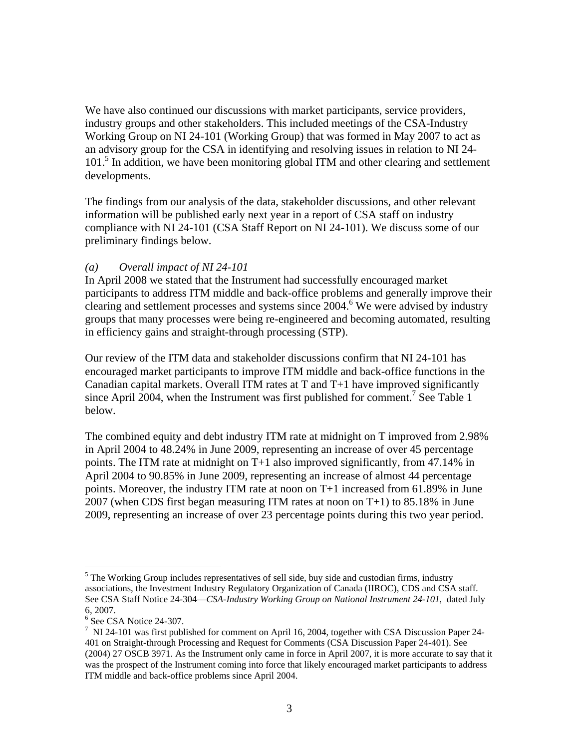We have also continued our discussions with market participants, service providers, industry groups and other stakeholders. This included meetings of the CSA-Industry Working Group on NI 24-101 (Working Group) that was formed in May 2007 to act as an advisory group for the CSA in identifying and resolving issues in relation to NI 24-101.[5] In addition, we have been monitoring global ITM and other clearing and settlement developments.

The findings from our analysis of the data, stakeholder discussions, and other relevant information will be published early next year in a report of CSA staff on industry compliance with NI 24-101 (CSA Staff Report on NI 24-101). We discuss some of our preliminary findings below.

*(a) Overall impact of NI 24-101*

In April 2008 we stated that the Instrument had successfully encouraged market participants to address ITM middle and back-office problems and generally improve their clearing and settlement processes and systems since 2004.[6] We were advised by industry groups that many processes were being re-engineered and becoming automated, resulting in efficiency gains and straight-through processing (STP).

Our review of the ITM data and stakeholder discussions confirm that NI 24-101 has encouraged market participants to improve ITM middle and back-office functions in the Canadian capital markets. Overall ITM rates at T and T+1 have improved significantly since April 2004, when the Instrument was first published for comment.[7] See Table 1 below.

The combined equity and debt industry ITM rate at midnight on T improved from 2.98% in April 2004 to 48.24% in June 2009, representing an increase of over 45 percentage points. The ITM rate at midnight on T+1 also improved significantly, from 47.14% in April 2004 to 90.85% in June 2009, representing an increase of almost 44 percentage points. Moreover, the industry ITM rate at noon on T+1 increased from 61.89% in June 2007 (when CDS first began measuring ITM rates at noon on T+1) to 85.18% in June 2009, representing an increase of over 23 percentage points during this two year period.

---

[5] The Working Group includes representatives of sell side, buy side and custodian firms, industry associations, the Investment Industry Regulatory Organization of Canada (IIROC), CDS and CSA staff. See CSA Staff Notice 24-304—*CSA-Industry Working Group on National Instrument 24-101*, dated July 6, 2007.

[6] See CSA Notice 24-307.

[7] NI 24-101 was first published for comment on April 16, 2004, together with CSA Discussion Paper 24-401 on Straight-through Processing and Request for Comments (CSA Discussion Paper 24-401). See (2004) 27 OSCB 3971. As the Instrument only came in force in April 2007, it is more accurate to say that it was the prospect of the Instrument coming into force that likely encouraged market participants to address ITM middle and back-office problems since April 2004.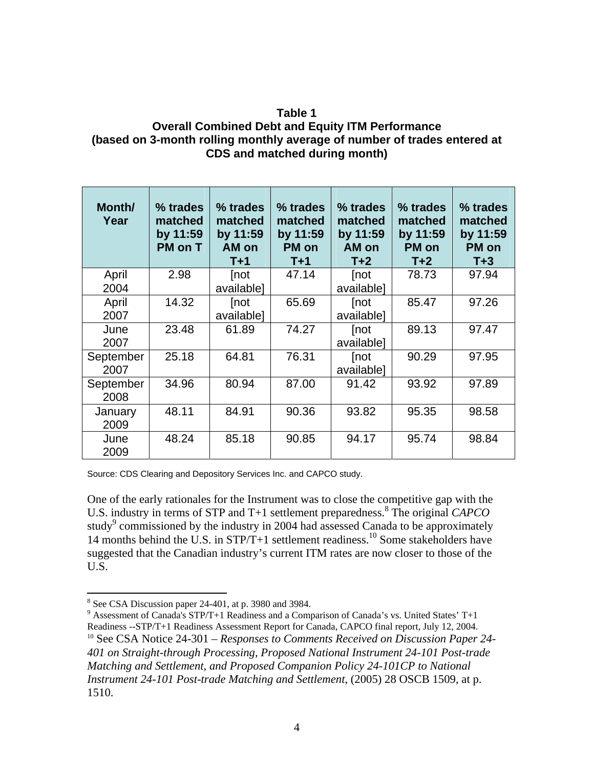**Table 1**
**Overall Combined Debt and Equity ITM Performance**
**(based on 3-month rolling monthly average of number of trades entered at CDS and matched during month)**

| Month/ Year | % trades matched by 11:59 PM on T | % trades matched by 11:59 AM on T+1 | % trades matched by 11:59 PM on T+1 | % trades matched by 11:59 AM on T+2 | % trades matched by 11:59 PM on T+2 | % trades matched by 11:59 PM on T+3 |
|---|---|---|---|---|---|---|
| April 2004 | 2.98 | [not available] | 47.14 | [not available] | 78.73 | 97.94 |
| April 2007 | 14.32 | [not available] | 65.69 | [not available] | 85.47 | 97.26 |
| June 2007 | 23.48 | 61.89 | 74.27 | [not available] | 89.13 | 97.47 |
| September 2007 | 25.18 | 64.81 | 76.31 | [not available] | 90.29 | 97.95 |
| September 2008 | 34.96 | 80.94 | 87.00 | 91.42 | 93.92 | 97.89 |
| January 2009 | 48.11 | 84.91 | 90.36 | 93.82 | 95.35 | 98.58 |
| June 2009 | 48.24 | 85.18 | 90.85 | 94.17 | 95.74 | 98.84 |

Source: CDS Clearing and Depository Services Inc. and CAPCO study.

One of the early rationales for the Instrument was to close the competitive gap with the U.S. industry in terms of STP and T+1 settlement preparedness.[8] The original *CAPCO* study[9] commissioned by the industry in 2004 had assessed Canada to be approximately 14 months behind the U.S. in STP/T+1 settlement readiness.[10] Some stakeholders have suggested that the Canadian industry's current ITM rates are now closer to those of the U.S.

---

[8] See CSA Discussion paper 24-401, at p. 3980 and 3984.

[9] Assessment of Canada's STP/T+1 Readiness and a Comparison of Canada's vs. United States' T+1 Readiness --STP/T+1 Readiness Assessment Report for Canada, CAPCO final report, July 12, 2004.

[10] See CSA Notice 24-301 – *Responses to Comments Received on Discussion Paper 24-401 on Straight-through Processing, Proposed National Instrument 24-101 Post-trade Matching and Settlement, and Proposed Companion Policy 24-101CP to National Instrument 24-101 Post-trade Matching and Settlement*, (2005) 28 OSCB 1509, at p. 1510.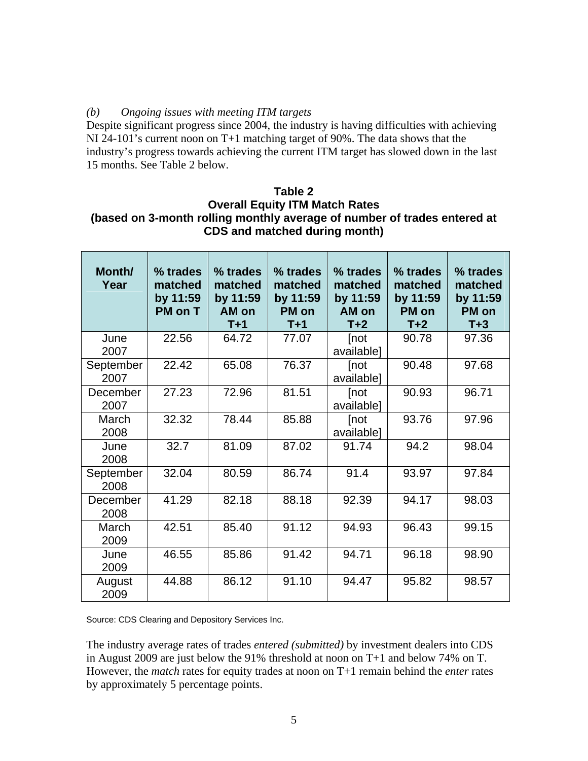*(b) Ongoing issues with meeting ITM targets*

Despite significant progress since 2004, the industry is having difficulties with achieving NI 24-101's current noon on T+1 matching target of 90%. The data shows that the industry's progress towards achieving the current ITM target has slowed down in the last 15 months. See Table 2 below.

**Table 2**
**Overall Equity ITM Match Rates**
**(based on 3-month rolling monthly average of number of trades entered at CDS and matched during month)**

| Month/ Year | % trades matched by 11:59 PM on T | % trades matched by 11:59 AM on T+1 | % trades matched by 11:59 PM on T+1 | % trades matched by 11:59 AM on T+2 | % trades matched by 11:59 PM on T+2 | % trades matched by 11:59 PM on T+3 |
|---|---|---|---|---|---|---|
| June 2007 | 22.56 | 64.72 | 77.07 | [not available] | 90.78 | 97.36 |
| September 2007 | 22.42 | 65.08 | 76.37 | [not available] | 90.48 | 97.68 |
| December 2007 | 27.23 | 72.96 | 81.51 | [not available] | 90.93 | 96.71 |
| March 2008 | 32.32 | 78.44 | 85.88 | [not available] | 93.76 | 97.96 |
| June 2008 | 32.7 | 81.09 | 87.02 | 91.74 | 94.2 | 98.04 |
| September 2008 | 32.04 | 80.59 | 86.74 | 91.4 | 93.97 | 97.84 |
| December 2008 | 41.29 | 82.18 | 88.18 | 92.39 | 94.17 | 98.03 |
| March 2009 | 42.51 | 85.40 | 91.12 | 94.93 | 96.43 | 99.15 |
| June 2009 | 46.55 | 85.86 | 91.42 | 94.71 | 96.18 | 98.90 |
| August 2009 | 44.88 | 86.12 | 91.10 | 94.47 | 95.82 | 98.57 |

Source: CDS Clearing and Depository Services Inc.

The industry average rates of trades *entered (submitted)* by investment dealers into CDS in August 2009 are just below the 91% threshold at noon on T+1 and below 74% on T. However, the *match* rates for equity trades at noon on T+1 remain behind the *enter* rates by approximately 5 percentage points.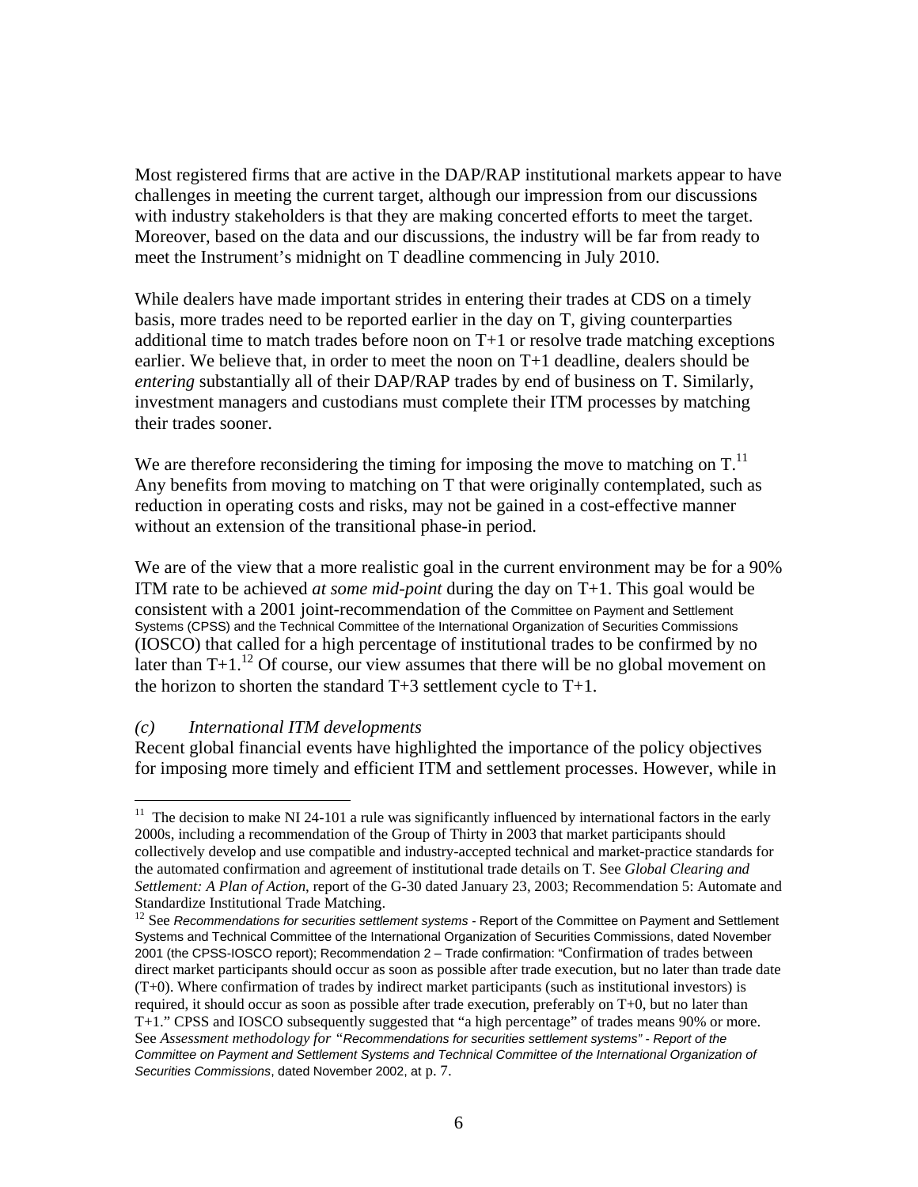Most registered firms that are active in the DAP/RAP institutional markets appear to have challenges in meeting the current target, although our impression from our discussions with industry stakeholders is that they are making concerted efforts to meet the target. Moreover, based on the data and our discussions, the industry will be far from ready to meet the Instrument's midnight on T deadline commencing in July 2010.

While dealers have made important strides in entering their trades at CDS on a timely basis, more trades need to be reported earlier in the day on T, giving counterparties additional time to match trades before noon on T+1 or resolve trade matching exceptions earlier. We believe that, in order to meet the noon on T+1 deadline, dealers should be *entering* substantially all of their DAP/RAP trades by end of business on T. Similarly, investment managers and custodians must complete their ITM processes by matching their trades sooner.

We are therefore reconsidering the timing for imposing the move to matching on T.[11] Any benefits from moving to matching on T that were originally contemplated, such as reduction in operating costs and risks, may not be gained in a cost-effective manner without an extension of the transitional phase-in period.

We are of the view that a more realistic goal in the current environment may be for a 90% ITM rate to be achieved *at some mid-point* during the day on T+1. This goal would be consistent with a 2001 joint-recommendation of the Committee on Payment and Settlement Systems (CPSS) and the Technical Committee of the International Organization of Securities Commissions (IOSCO) that called for a high percentage of institutional trades to be confirmed by no later than T+1.[12] Of course, our view assumes that there will be no global movement on the horizon to shorten the standard T+3 settlement cycle to T+1.

### *(c) International ITM developments*

Recent global financial events have highlighted the importance of the policy objectives for imposing more timely and efficient ITM and settlement processes. However, while in

---

[11] The decision to make NI 24-101 a rule was significantly influenced by international factors in the early 2000s, including a recommendation of the Group of Thirty in 2003 that market participants should collectively develop and use compatible and industry-accepted technical and market-practice standards for the automated confirmation and agreement of institutional trade details on T. See *Global Clearing and Settlement: A Plan of Action*, report of the G-30 dated January 23, 2003; Recommendation 5: Automate and Standardize Institutional Trade Matching.

[12] See *Recommendations for securities settlement systems* - Report of the Committee on Payment and Settlement Systems and Technical Committee of the International Organization of Securities Commissions, dated November 2001 (the CPSS-IOSCO report); Recommendation 2 – Trade confirmation: "Confirmation of trades between direct market participants should occur as soon as possible after trade execution, but no later than trade date (T+0). Where confirmation of trades by indirect market participants (such as institutional investors) is required, it should occur as soon as possible after trade execution, preferably on T+0, but no later than T+1." CPSS and IOSCO subsequently suggested that "a high percentage" of trades means 90% or more. See *Assessment methodology for "Recommendations for securities settlement systems" - Report of the Committee on Payment and Settlement Systems and Technical Committee of the International Organization of Securities Commissions*, dated November 2002, at p. 7.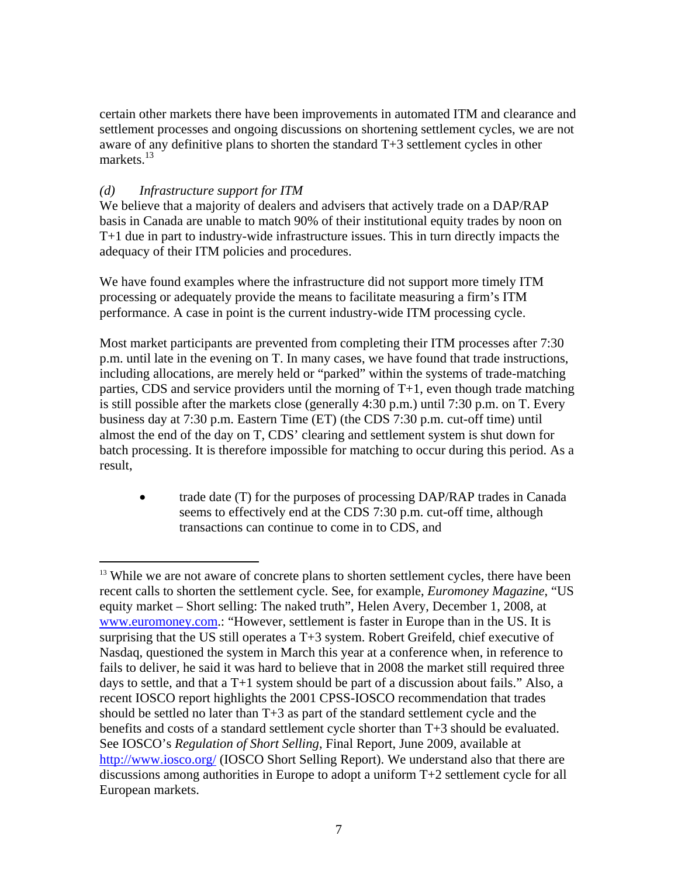certain other markets there have been improvements in automated ITM and clearance and settlement processes and ongoing discussions on shortening settlement cycles, we are not aware of any definitive plans to shorten the standard T+3 settlement cycles in other markets.[13]

*(d) Infrastructure support for ITM*

We believe that a majority of dealers and advisers that actively trade on a DAP/RAP basis in Canada are unable to match 90% of their institutional equity trades by noon on T+1 due in part to industry-wide infrastructure issues. This in turn directly impacts the adequacy of their ITM policies and procedures.

We have found examples where the infrastructure did not support more timely ITM processing or adequately provide the means to facilitate measuring a firm's ITM performance. A case in point is the current industry-wide ITM processing cycle.

Most market participants are prevented from completing their ITM processes after 7:30 p.m. until late in the evening on T. In many cases, we have found that trade instructions, including allocations, are merely held or "parked" within the systems of trade-matching parties, CDS and service providers until the morning of T+1, even though trade matching is still possible after the markets close (generally 4:30 p.m.) until 7:30 p.m. on T. Every business day at 7:30 p.m. Eastern Time (ET) (the CDS 7:30 p.m. cut-off time) until almost the end of the day on T, CDS' clearing and settlement system is shut down for batch processing. It is therefore impossible for matching to occur during this period. As a result,

- trade date (T) for the purposes of processing DAP/RAP trades in Canada seems to effectively end at the CDS 7:30 p.m. cut-off time, although transactions can continue to come in to CDS, and

---

[13] While we are not aware of concrete plans to shorten settlement cycles, there have been recent calls to shorten the settlement cycle. See, for example, *Euromoney Magazine*, "US equity market – Short selling: The naked truth", Helen Avery, December 1, 2008, at www.euromoney.com.: "However, settlement is faster in Europe than in the US. It is surprising that the US still operates a T+3 system. Robert Greifeld, chief executive of Nasdaq, questioned the system in March this year at a conference when, in reference to fails to deliver, he said it was hard to believe that in 2008 the market still required three days to settle, and that a T+1 system should be part of a discussion about fails." Also, a recent IOSCO report highlights the 2001 CPSS-IOSCO recommendation that trades should be settled no later than T+3 as part of the standard settlement cycle and the benefits and costs of a standard settlement cycle shorter than T+3 should be evaluated. See IOSCO's *Regulation of Short Selling*, Final Report, June 2009, available at http://www.iosco.org/ (IOSCO Short Selling Report). We understand also that there are discussions among authorities in Europe to adopt a uniform T+2 settlement cycle for all European markets.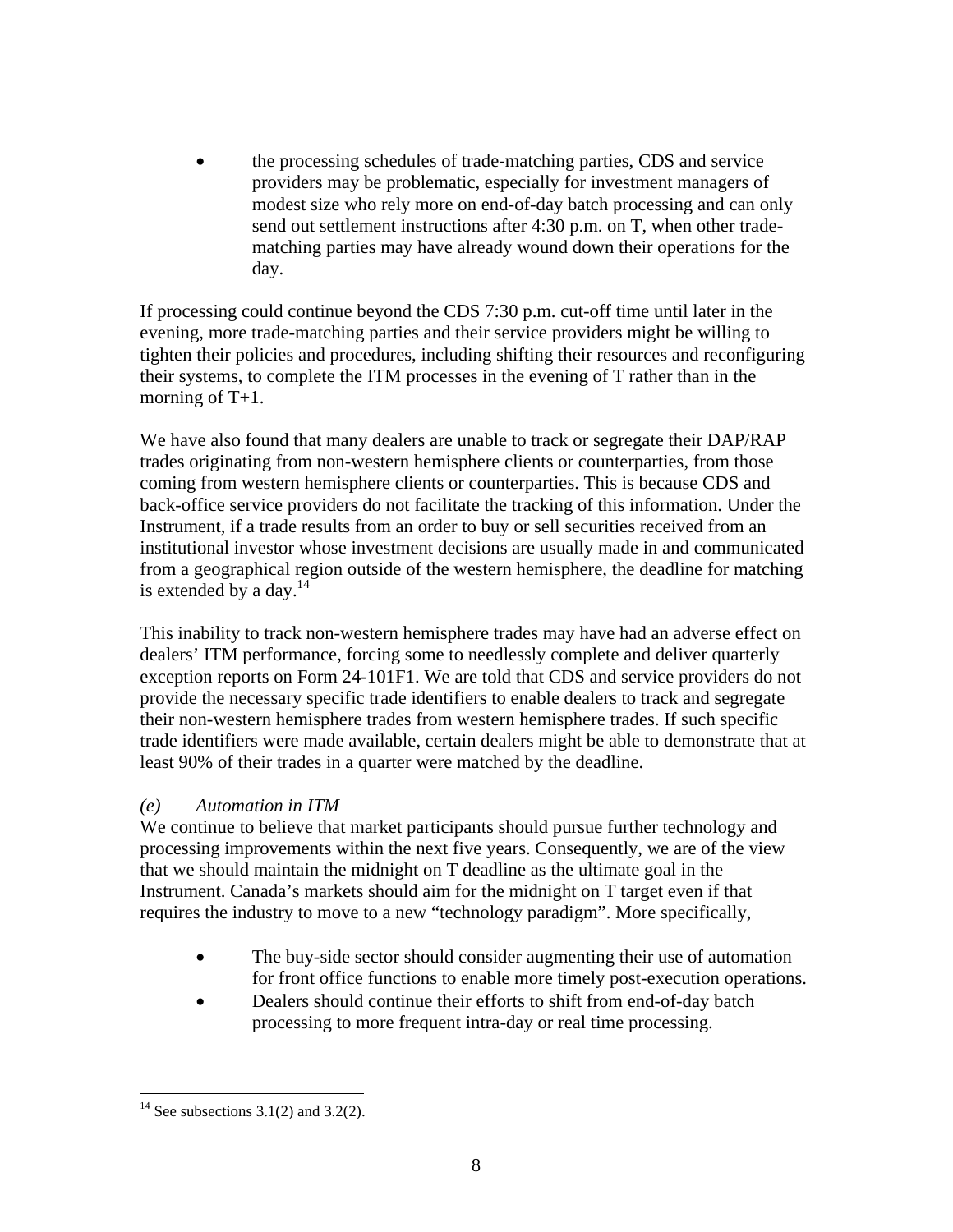- the processing schedules of trade-matching parties, CDS and service providers may be problematic, especially for investment managers of modest size who rely more on end-of-day batch processing and can only send out settlement instructions after 4:30 p.m. on T, when other trade-matching parties may have already wound down their operations for the day.

If processing could continue beyond the CDS 7:30 p.m. cut-off time until later in the evening, more trade-matching parties and their service providers might be willing to tighten their policies and procedures, including shifting their resources and reconfiguring their systems, to complete the ITM processes in the evening of T rather than in the morning of T+1.

We have also found that many dealers are unable to track or segregate their DAP/RAP trades originating from non-western hemisphere clients or counterparties, from those coming from western hemisphere clients or counterparties. This is because CDS and back-office service providers do not facilitate the tracking of this information. Under the Instrument, if a trade results from an order to buy or sell securities received from an institutional investor whose investment decisions are usually made in and communicated from a geographical region outside of the western hemisphere, the deadline for matching is extended by a day.[14]

This inability to track non-western hemisphere trades may have had an adverse effect on dealers' ITM performance, forcing some to needlessly complete and deliver quarterly exception reports on Form 24-101F1. We are told that CDS and service providers do not provide the necessary specific trade identifiers to enable dealers to track and segregate their non-western hemisphere trades from western hemisphere trades. If such specific trade identifiers were made available, certain dealers might be able to demonstrate that at least 90% of their trades in a quarter were matched by the deadline.

*(e) Automation in ITM*

We continue to believe that market participants should pursue further technology and processing improvements within the next five years. Consequently, we are of the view that we should maintain the midnight on T deadline as the ultimate goal in the Instrument. Canada's markets should aim for the midnight on T target even if that requires the industry to move to a new "technology paradigm". More specifically,

- The buy-side sector should consider augmenting their use of automation for front office functions to enable more timely post-execution operations.
- Dealers should continue their efforts to shift from end-of-day batch processing to more frequent intra-day or real time processing.

---

[14] See subsections 3.1(2) and 3.2(2).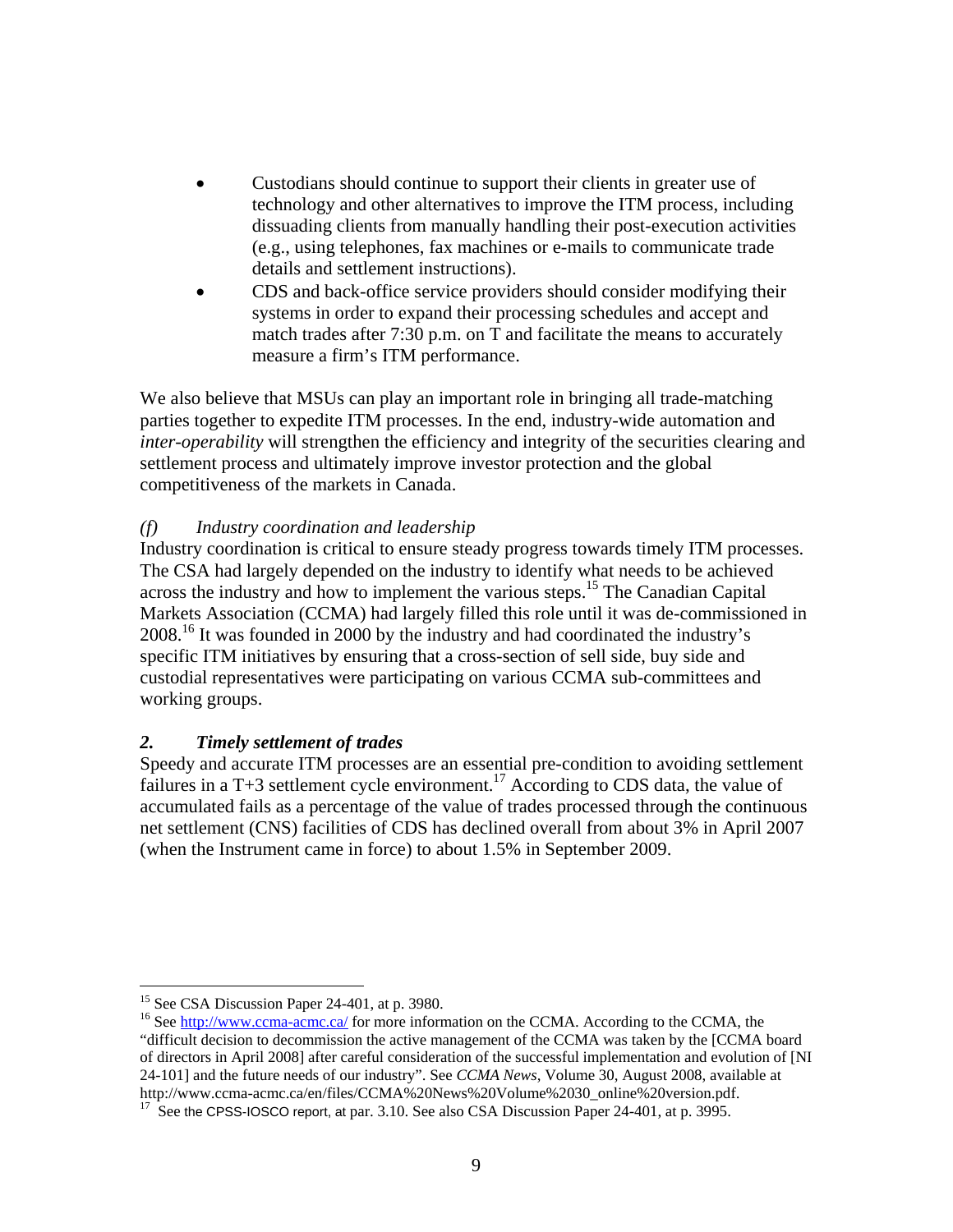- Custodians should continue to support their clients in greater use of technology and other alternatives to improve the ITM process, including dissuading clients from manually handling their post-execution activities (e.g., using telephones, fax machines or e-mails to communicate trade details and settlement instructions).
- CDS and back-office service providers should consider modifying their systems in order to expand their processing schedules and accept and match trades after 7:30 p.m. on T and facilitate the means to accurately measure a firm's ITM performance.

We also believe that MSUs can play an important role in bringing all trade-matching parties together to expedite ITM processes. In the end, industry-wide automation and *inter-operability* will strengthen the efficiency and integrity of the securities clearing and settlement process and ultimately improve investor protection and the global competitiveness of the markets in Canada.

*(f) Industry coordination and leadership*

Industry coordination is critical to ensure steady progress towards timely ITM processes. The CSA had largely depended on the industry to identify what needs to be achieved across the industry and how to implement the various steps.[15] The Canadian Capital Markets Association (CCMA) had largely filled this role until it was de-commissioned in 2008.[16] It was founded in 2000 by the industry and had coordinated the industry's specific ITM initiatives by ensuring that a cross-section of sell side, buy side and custodial representatives were participating on various CCMA sub-committees and working groups.

### *2. Timely settlement of trades*

Speedy and accurate ITM processes are an essential pre-condition to avoiding settlement failures in a T+3 settlement cycle environment.[17] According to CDS data, the value of accumulated fails as a percentage of the value of trades processed through the continuous net settlement (CNS) facilities of CDS has declined overall from about 3% in April 2007 (when the Instrument came in force) to about 1.5% in September 2009.

---

[15] See CSA Discussion Paper 24-401, at p. 3980.

[16] See http://www.ccma-acmc.ca/ for more information on the CCMA. According to the CCMA, the "difficult decision to decommission the active management of the CCMA was taken by the [CCMA board of directors in April 2008] after careful consideration of the successful implementation and evolution of [NI 24-101] and the future needs of our industry". See *CCMA News*, Volume 30, August 2008, available at http://www.ccma-acmc.ca/en/files/CCMA%20News%20Volume%2030_online%20version.pdf.

[17] See the CPSS-IOSCO report, at par. 3.10. See also CSA Discussion Paper 24-401, at p. 3995.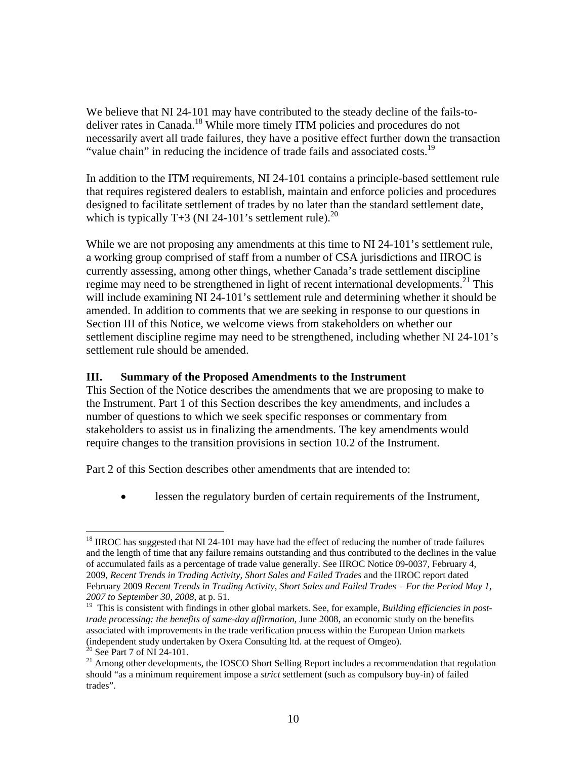We believe that NI 24-101 may have contributed to the steady decline of the fails-to-deliver rates in Canada.[18] While more timely ITM policies and procedures do not necessarily avert all trade failures, they have a positive effect further down the transaction "value chain" in reducing the incidence of trade fails and associated costs.[19]

In addition to the ITM requirements, NI 24-101 contains a principle-based settlement rule that requires registered dealers to establish, maintain and enforce policies and procedures designed to facilitate settlement of trades by no later than the standard settlement date, which is typically T+3 (NI 24-101's settlement rule).[20]

While we are not proposing any amendments at this time to NI 24-101's settlement rule, a working group comprised of staff from a number of CSA jurisdictions and IIROC is currently assessing, among other things, whether Canada's trade settlement discipline regime may need to be strengthened in light of recent international developments.[21] This will include examining NI 24-101's settlement rule and determining whether it should be amended. In addition to comments that we are seeking in response to our questions in Section III of this Notice, we welcome views from stakeholders on whether our settlement discipline regime may need to be strengthened, including whether NI 24-101's settlement rule should be amended.

## III. Summary of the Proposed Amendments to the Instrument

This Section of the Notice describes the amendments that we are proposing to make to the Instrument. Part 1 of this Section describes the key amendments, and includes a number of questions to which we seek specific responses or commentary from stakeholders to assist us in finalizing the amendments. The key amendments would require changes to the transition provisions in section 10.2 of the Instrument.

Part 2 of this Section describes other amendments that are intended to:

- lessen the regulatory burden of certain requirements of the Instrument,

---

[18] IIROC has suggested that NI 24-101 may have had the effect of reducing the number of trade failures and the length of time that any failure remains outstanding and thus contributed to the declines in the value of accumulated fails as a percentage of trade value generally. See IIROC Notice 09-0037, February 4, 2009, *Recent Trends in Trading Activity, Short Sales and Failed Trades* and the IIROC report dated February 2009 *Recent Trends in Trading Activity, Short Sales and Failed Trades – For the Period May 1, 2007 to September 30, 2008*, at p. 51.

[19] This is consistent with findings in other global markets. See, for example, *Building efficiencies in post-trade processing: the benefits of same-day affirmation*, June 2008, an economic study on the benefits associated with improvements in the trade verification process within the European Union markets (independent study undertaken by Oxera Consulting ltd. at the request of Omgeo).

[20] See Part 7 of NI 24-101.

[21] Among other developments, the IOSCO Short Selling Report includes a recommendation that regulation should "as a minimum requirement impose a *strict* settlement (such as compulsory buy-in) of failed trades".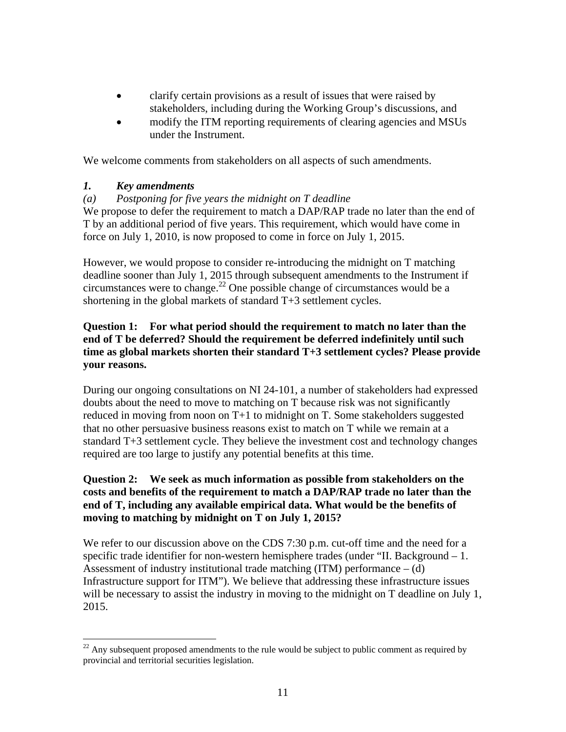- clarify certain provisions as a result of issues that were raised by stakeholders, including during the Working Group's discussions, and
- modify the ITM reporting requirements of clearing agencies and MSUs under the Instrument.

We welcome comments from stakeholders on all aspects of such amendments.

### *1. Key amendments*

*(a) Postponing for five years the midnight on T deadline*

We propose to defer the requirement to match a DAP/RAP trade no later than the end of T by an additional period of five years. This requirement, which would have come in force on July 1, 2010, is now proposed to come in force on July 1, 2015.

However, we would propose to consider re-introducing the midnight on T matching deadline sooner than July 1, 2015 through subsequent amendments to the Instrument if circumstances were to change.[22] One possible change of circumstances would be a shortening in the global markets of standard T+3 settlement cycles.

**Question 1: For what period should the requirement to match no later than the end of T be deferred? Should the requirement be deferred indefinitely until such time as global markets shorten their standard T+3 settlement cycles? Please provide your reasons.**

During our ongoing consultations on NI 24-101, a number of stakeholders had expressed doubts about the need to move to matching on T because risk was not significantly reduced in moving from noon on T+1 to midnight on T. Some stakeholders suggested that no other persuasive business reasons exist to match on T while we remain at a standard T+3 settlement cycle. They believe the investment cost and technology changes required are too large to justify any potential benefits at this time.

**Question 2: We seek as much information as possible from stakeholders on the costs and benefits of the requirement to match a DAP/RAP trade no later than the end of T, including any available empirical data. What would be the benefits of moving to matching by midnight on T on July 1, 2015?**

We refer to our discussion above on the CDS 7:30 p.m. cut-off time and the need for a specific trade identifier for non-western hemisphere trades (under "II. Background – 1. Assessment of industry institutional trade matching (ITM) performance – (d) Infrastructure support for ITM"). We believe that addressing these infrastructure issues will be necessary to assist the industry in moving to the midnight on T deadline on July 1, 2015.

[22] Any subsequent proposed amendments to the rule would be subject to public comment as required by provincial and territorial securities legislation.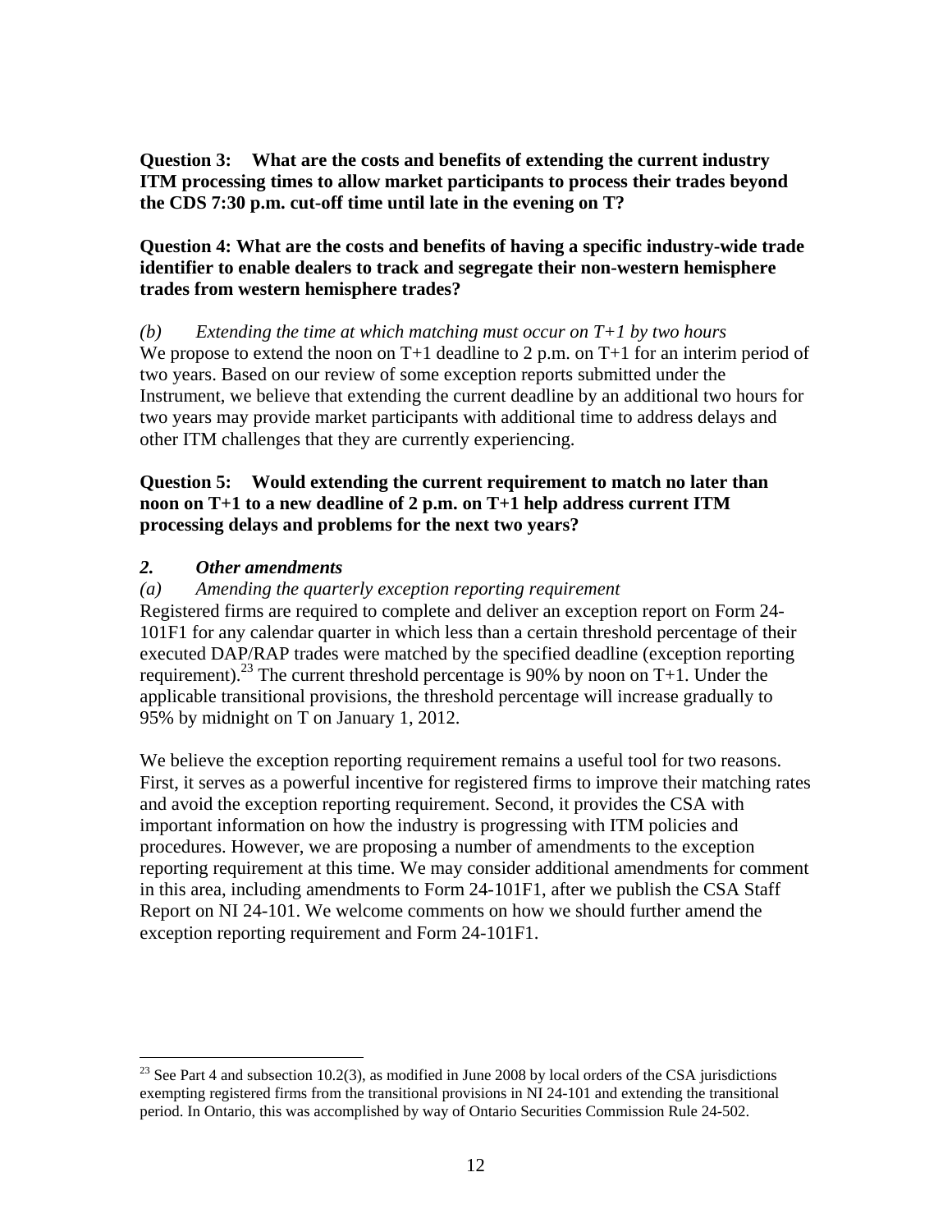**Question 3: What are the costs and benefits of extending the current industry ITM processing times to allow market participants to process their trades beyond the CDS 7:30 p.m. cut-off time until late in the evening on T?**

**Question 4: What are the costs and benefits of having a specific industry-wide trade identifier to enable dealers to track and segregate their non-western hemisphere trades from western hemisphere trades?**

*(b) Extending the time at which matching must occur on T+1 by two hours*

We propose to extend the noon on T+1 deadline to 2 p.m. on T+1 for an interim period of two years. Based on our review of some exception reports submitted under the Instrument, we believe that extending the current deadline by an additional two hours for two years may provide market participants with additional time to address delays and other ITM challenges that they are currently experiencing.

**Question 5: Would extending the current requirement to match no later than noon on T+1 to a new deadline of 2 p.m. on T+1 help address current ITM processing delays and problems for the next two years?**

***2. Other amendments***

*(a) Amending the quarterly exception reporting requirement*

Registered firms are required to complete and deliver an exception report on Form 24-101F1 for any calendar quarter in which less than a certain threshold percentage of their executed DAP/RAP trades were matched by the specified deadline (exception reporting requirement).[23] The current threshold percentage is 90% by noon on T+1. Under the applicable transitional provisions, the threshold percentage will increase gradually to 95% by midnight on T on January 1, 2012.

We believe the exception reporting requirement remains a useful tool for two reasons. First, it serves as a powerful incentive for registered firms to improve their matching rates and avoid the exception reporting requirement. Second, it provides the CSA with important information on how the industry is progressing with ITM policies and procedures. However, we are proposing a number of amendments to the exception reporting requirement at this time. We may consider additional amendments for comment in this area, including amendments to Form 24-101F1, after we publish the CSA Staff Report on NI 24-101. We welcome comments on how we should further amend the exception reporting requirement and Form 24-101F1.

---

[23] See Part 4 and subsection 10.2(3), as modified in June 2008 by local orders of the CSA jurisdictions exempting registered firms from the transitional provisions in NI 24-101 and extending the transitional period. In Ontario, this was accomplished by way of Ontario Securities Commission Rule 24-502.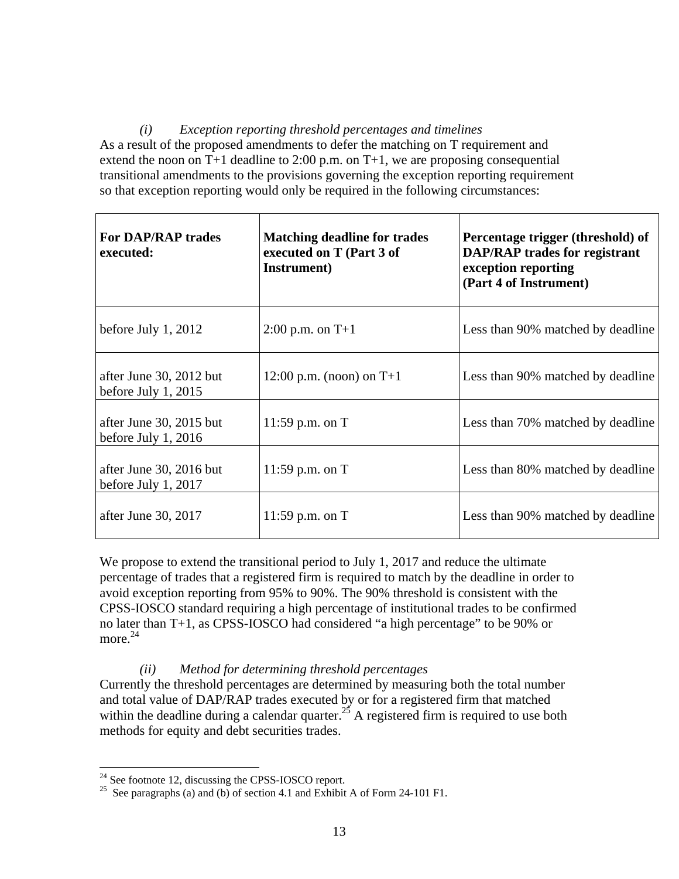*(i) Exception reporting threshold percentages and timelines*

As a result of the proposed amendments to defer the matching on T requirement and extend the noon on T+1 deadline to 2:00 p.m. on T+1, we are proposing consequential transitional amendments to the provisions governing the exception reporting requirement so that exception reporting would only be required in the following circumstances:

| **For DAP/RAP trades executed:** | **Matching deadline for trades executed on T (Part 3 of Instrument)** | **Percentage trigger (threshold) of DAP/RAP trades for registrant exception reporting (Part 4 of Instrument)** |
|---|---|---|
| before July 1, 2012 | 2:00 p.m. on T+1 | Less than 90% matched by deadline |
| after June 30, 2012 but before July 1, 2015 | 12:00 p.m. (noon) on T+1 | Less than 90% matched by deadline |
| after June 30, 2015 but before July 1, 2016 | 11:59 p.m. on T | Less than 70% matched by deadline |
| after June 30, 2016 but before July 1, 2017 | 11:59 p.m. on T | Less than 80% matched by deadline |
| after June 30, 2017 | 11:59 p.m. on T | Less than 90% matched by deadline |

We propose to extend the transitional period to July 1, 2017 and reduce the ultimate percentage of trades that a registered firm is required to match by the deadline in order to avoid exception reporting from 95% to 90%. The 90% threshold is consistent with the CPSS-IOSCO standard requiring a high percentage of institutional trades to be confirmed no later than T+1, as CPSS-IOSCO had considered "a high percentage" to be 90% or more.[24]

*(ii) Method for determining threshold percentages*

Currently the threshold percentages are determined by measuring both the total number and total value of DAP/RAP trades executed by or for a registered firm that matched within the deadline during a calendar quarter.[25] A registered firm is required to use both methods for equity and debt securities trades.

---

[24] See footnote 12, discussing the CPSS-IOSCO report.

[25] See paragraphs (a) and (b) of section 4.1 and Exhibit A of Form 24-101 F1.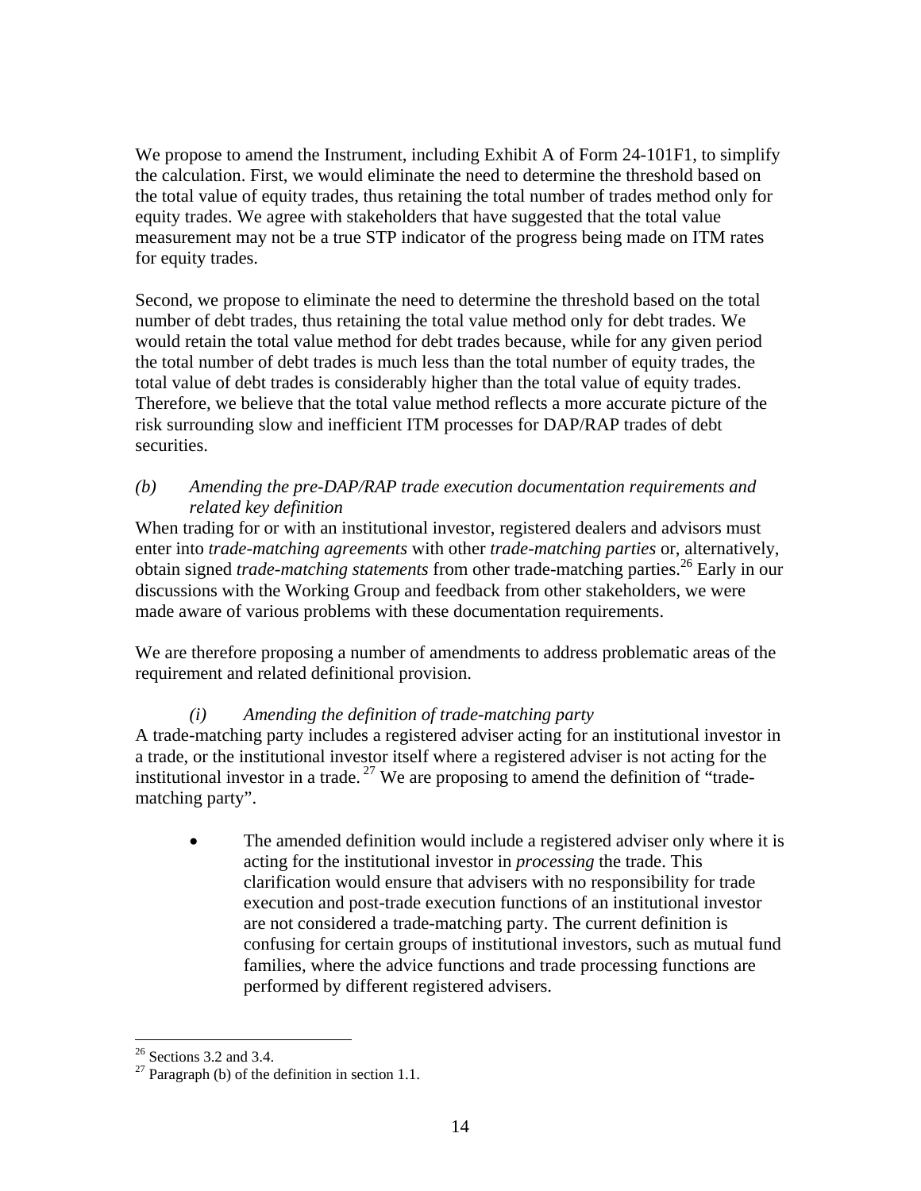We propose to amend the Instrument, including Exhibit A of Form 24-101F1, to simplify the calculation. First, we would eliminate the need to determine the threshold based on the total value of equity trades, thus retaining the total number of trades method only for equity trades. We agree with stakeholders that have suggested that the total value measurement may not be a true STP indicator of the progress being made on ITM rates for equity trades.

Second, we propose to eliminate the need to determine the threshold based on the total number of debt trades, thus retaining the total value method only for debt trades. We would retain the total value method for debt trades because, while for any given period the total number of debt trades is much less than the total number of equity trades, the total value of debt trades is considerably higher than the total value of equity trades. Therefore, we believe that the total value method reflects a more accurate picture of the risk surrounding slow and inefficient ITM processes for DAP/RAP trades of debt securities.

*(b) Amending the pre-DAP/RAP trade execution documentation requirements and related key definition*

When trading for or with an institutional investor, registered dealers and advisors must enter into *trade-matching agreements* with other *trade-matching parties* or, alternatively, obtain signed *trade-matching statements* from other trade-matching parties.[26] Early in our discussions with the Working Group and feedback from other stakeholders, we were made aware of various problems with these documentation requirements.

We are therefore proposing a number of amendments to address problematic areas of the requirement and related definitional provision.

*(i) Amending the definition of trade-matching party*

A trade-matching party includes a registered adviser acting for an institutional investor in a trade, or the institutional investor itself where a registered adviser is not acting for the institutional investor in a trade.[27] We are proposing to amend the definition of "trade-matching party".

- The amended definition would include a registered adviser only where it is acting for the institutional investor in *processing* the trade. This clarification would ensure that advisers with no responsibility for trade execution and post-trade execution functions of an institutional investor are not considered a trade-matching party. The current definition is confusing for certain groups of institutional investors, such as mutual fund families, where the advice functions and trade processing functions are performed by different registered advisers.

[26] Sections 3.2 and 3.4.

[27] Paragraph (b) of the definition in section 1.1.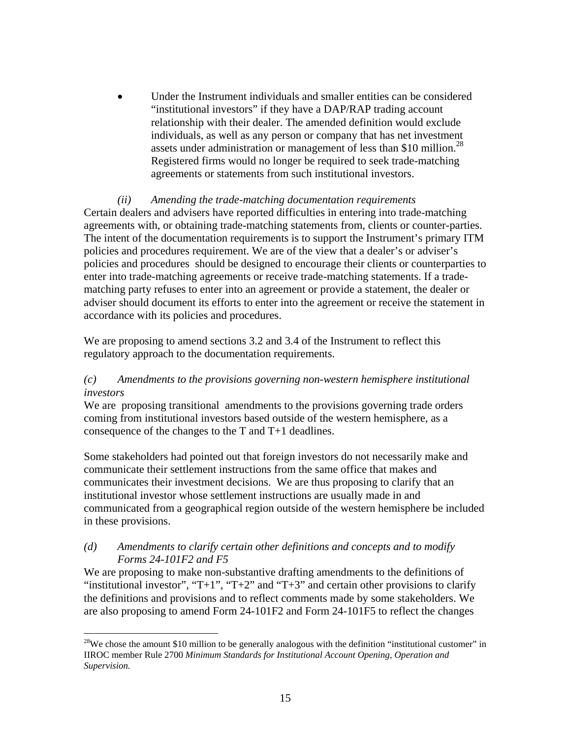- Under the Instrument individuals and smaller entities can be considered "institutional investors" if they have a DAP/RAP trading account relationship with their dealer. The amended definition would exclude individuals, as well as any person or company that has net investment assets under administration or management of less than $10 million.[28] Registered firms would no longer be required to seek trade-matching agreements or statements from such institutional investors.

*(ii) Amending the trade-matching documentation requirements*

Certain dealers and advisers have reported difficulties in entering into trade-matching agreements with, or obtaining trade-matching statements from, clients or counter-parties. The intent of the documentation requirements is to support the Instrument's primary ITM policies and procedures requirement. We are of the view that a dealer's or adviser's policies and procedures should be designed to encourage their clients or counterparties to enter into trade-matching agreements or receive trade-matching statements. If a trade-matching party refuses to enter into an agreement or provide a statement, the dealer or adviser should document its efforts to enter into the agreement or receive the statement in accordance with its policies and procedures.

We are proposing to amend sections 3.2 and 3.4 of the Instrument to reflect this regulatory approach to the documentation requirements.

*(c) Amendments to the provisions governing non-western hemisphere institutional investors*

We are proposing transitional amendments to the provisions governing trade orders coming from institutional investors based outside of the western hemisphere, as a consequence of the changes to the T and T+1 deadlines.

Some stakeholders had pointed out that foreign investors do not necessarily make and communicate their settlement instructions from the same office that makes and communicates their investment decisions. We are thus proposing to clarify that an institutional investor whose settlement instructions are usually made in and communicated from a geographical region outside of the western hemisphere be included in these provisions.

*(d) Amendments to clarify certain other definitions and concepts and to modify Forms 24-101F2 and F5*

We are proposing to make non-substantive drafting amendments to the definitions of "institutional investor", "T+1", "T+2" and "T+3" and certain other provisions to clarify the definitions and provisions and to reflect comments made by some stakeholders. We are also proposing to amend Form 24-101F2 and Form 24-101F5 to reflect the changes

---

[28] We chose the amount $10 million to be generally analogous with the definition "institutional customer" in IIROC member Rule 2700 *Minimum Standards for Institutional Account Opening, Operation and Supervision.*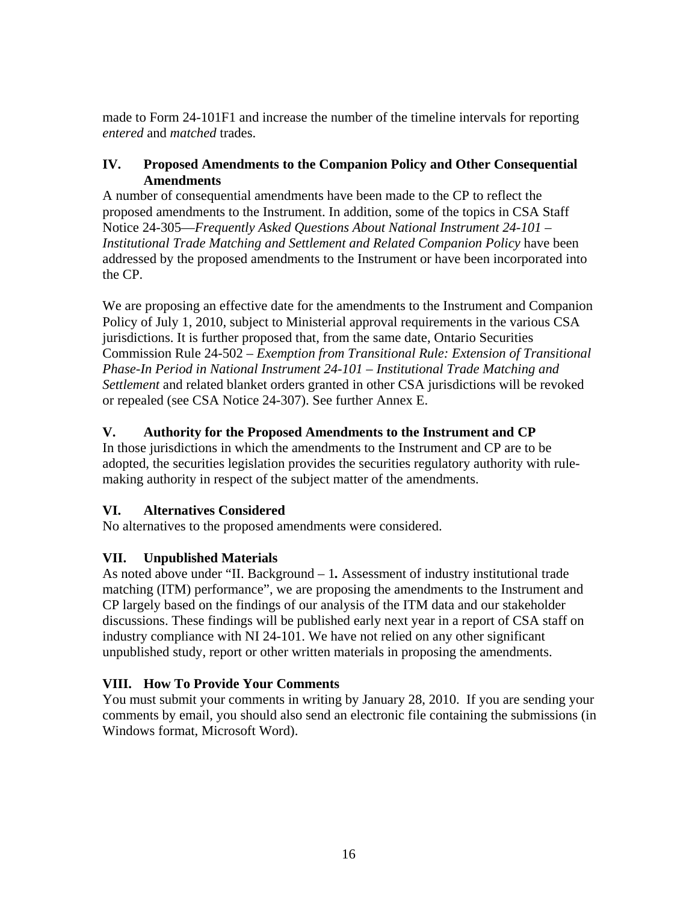made to Form 24-101F1 and increase the number of the timeline intervals for reporting *entered* and *matched* trades.

## IV. Proposed Amendments to the Companion Policy and Other Consequential Amendments

A number of consequential amendments have been made to the CP to reflect the proposed amendments to the Instrument. In addition, some of the topics in CSA Staff Notice 24-305—*Frequently Asked Questions About National Instrument 24-101 – Institutional Trade Matching and Settlement and Related Companion Policy* have been addressed by the proposed amendments to the Instrument or have been incorporated into the CP.

We are proposing an effective date for the amendments to the Instrument and Companion Policy of July 1, 2010, subject to Ministerial approval requirements in the various CSA jurisdictions. It is further proposed that, from the same date, Ontario Securities Commission Rule 24-502 – *Exemption from Transitional Rule: Extension of Transitional Phase-In Period in National Instrument 24-101 – Institutional Trade Matching and Settlement* and related blanket orders granted in other CSA jurisdictions will be revoked or repealed (see CSA Notice 24-307). See further Annex E.

## V. Authority for the Proposed Amendments to the Instrument and CP

In those jurisdictions in which the amendments to the Instrument and CP are to be adopted, the securities legislation provides the securities regulatory authority with rule-making authority in respect of the subject matter of the amendments.

## VI. Alternatives Considered

No alternatives to the proposed amendments were considered.

## VII. Unpublished Materials

As noted above under "II. Background – 1**.** Assessment of industry institutional trade matching (ITM) performance", we are proposing the amendments to the Instrument and CP largely based on the findings of our analysis of the ITM data and our stakeholder discussions. These findings will be published early next year in a report of CSA staff on industry compliance with NI 24-101. We have not relied on any other significant unpublished study, report or other written materials in proposing the amendments.

## VIII. How To Provide Your Comments

You must submit your comments in writing by January 28, 2010. If you are sending your comments by email, you should also send an electronic file containing the submissions (in Windows format, Microsoft Word).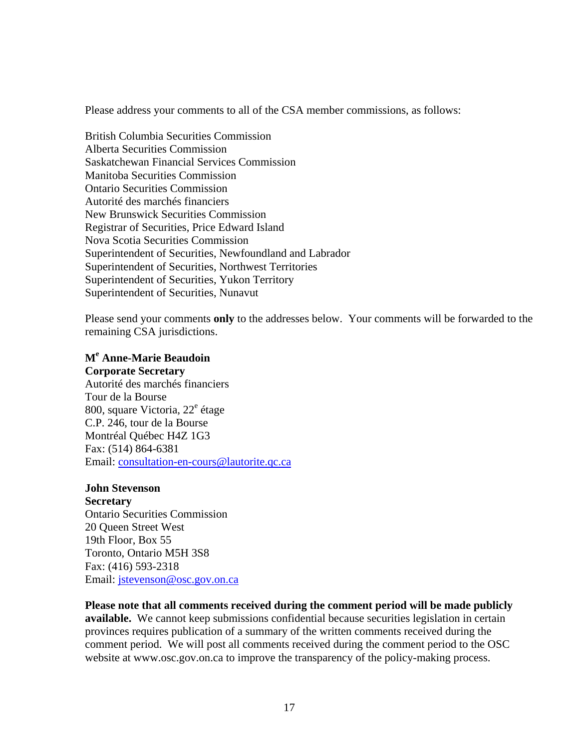Please address your comments to all of the CSA member commissions, as follows:

British Columbia Securities Commission
Alberta Securities Commission
Saskatchewan Financial Services Commission
Manitoba Securities Commission
Ontario Securities Commission
Autorité des marchés financiers
New Brunswick Securities Commission
Registrar of Securities, Price Edward Island
Nova Scotia Securities Commission
Superintendent of Securities, Newfoundland and Labrador
Superintendent of Securities, Northwest Territories
Superintendent of Securities, Yukon Territory
Superintendent of Securities, Nunavut

Please send your comments **only** to the addresses below. Your comments will be forwarded to the remaining CSA jurisdictions.

**Me Anne-Marie Beaudoin**
**Corporate Secretary**
Autorité des marchés financiers
Tour de la Bourse
800, square Victoria, 22e étage
C.P. 246, tour de la Bourse
Montréal Québec H4Z 1G3
Fax: (514) 864-6381
Email: consultation-en-cours@lautorite.qc.ca

**John Stevenson**
**Secretary**
Ontario Securities Commission
20 Queen Street West
19th Floor, Box 55
Toronto, Ontario M5H 3S8
Fax: (416) 593-2318
Email: jstevenson@osc.gov.on.ca

**Please note that all comments received during the comment period will be made publicly available.** We cannot keep submissions confidential because securities legislation in certain provinces requires publication of a summary of the written comments received during the comment period. We will post all comments received during the comment period to the OSC website at www.osc.gov.on.ca to improve the transparency of the policy-making process.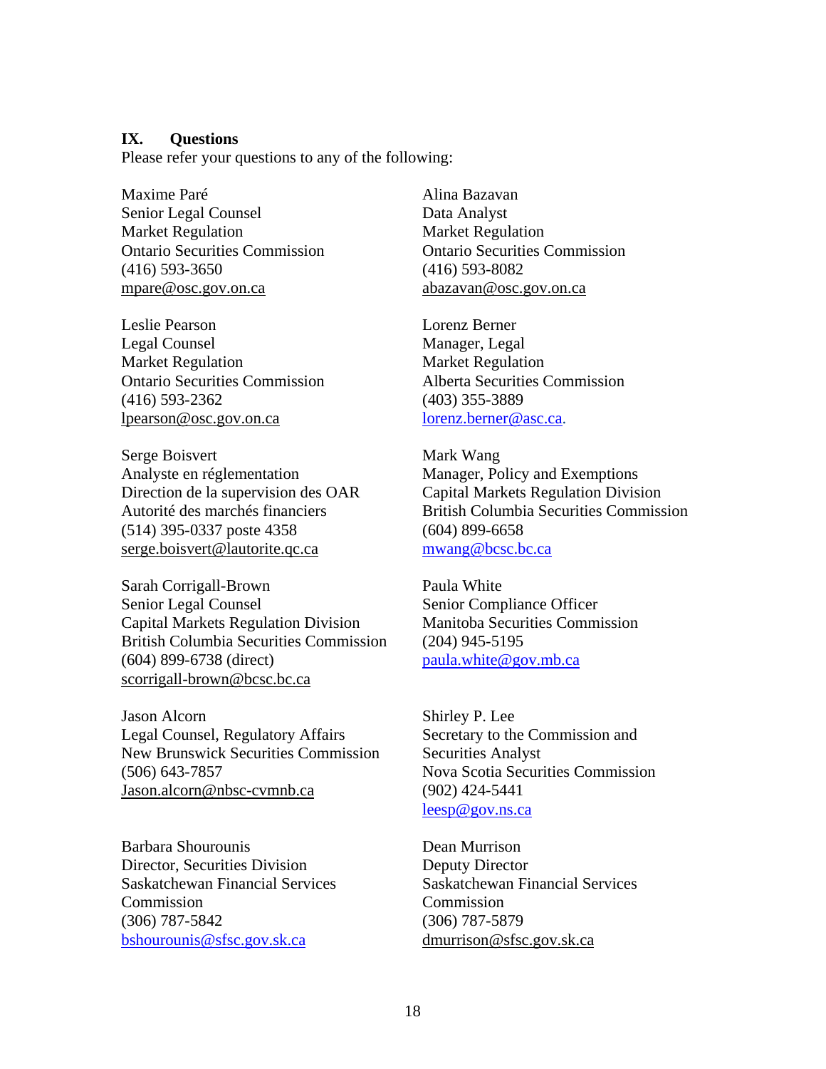## IX. Questions

Please refer your questions to any of the following:

Maxime Paré
Senior Legal Counsel
Market Regulation
Ontario Securities Commission
(416) 593-3650
mpare@osc.gov.on.ca

Alina Bazavan
Data Analyst
Market Regulation
Ontario Securities Commission
(416) 593-8082
abazavan@osc.gov.on.ca

Leslie Pearson
Legal Counsel
Market Regulation
Ontario Securities Commission
(416) 593-2362
lpearson@osc.gov.on.ca

Lorenz Berner
Manager, Legal
Market Regulation
Alberta Securities Commission
(403) 355-3889
lorenz.berner@asc.ca.

Serge Boisvert
Analyste en réglementation
Direction de la supervision des OAR
Autorité des marchés financiers
(514) 395-0337 poste 4358
serge.boisvert@lautorite.qc.ca

Mark Wang
Manager, Policy and Exemptions
Capital Markets Regulation Division
British Columbia Securities Commission
(604) 899-6658
mwang@bcsc.bc.ca

Sarah Corrigall-Brown
Senior Legal Counsel
Capital Markets Regulation Division
British Columbia Securities Commission
(604) 899-6738 (direct)
scorrigall-brown@bcsc.bc.ca

Paula White
Senior Compliance Officer
Manitoba Securities Commission
(204) 945-5195
paula.white@gov.mb.ca

Jason Alcorn
Legal Counsel, Regulatory Affairs
New Brunswick Securities Commission
(506) 643-7857
Jason.alcorn@nbsc-cvmnb.ca

Shirley P. Lee
Secretary to the Commission and
Securities Analyst
Nova Scotia Securities Commission
(902) 424-5441
leesp@gov.ns.ca

Barbara Shourounis
Director, Securities Division
Saskatchewan Financial Services
Commission
(306) 787-5842
bshourounis@sfsc.gov.sk.ca

Dean Murrison
Deputy Director
Saskatchewan Financial Services
Commission
(306) 787-5879
dmurrison@sfsc.gov.sk.ca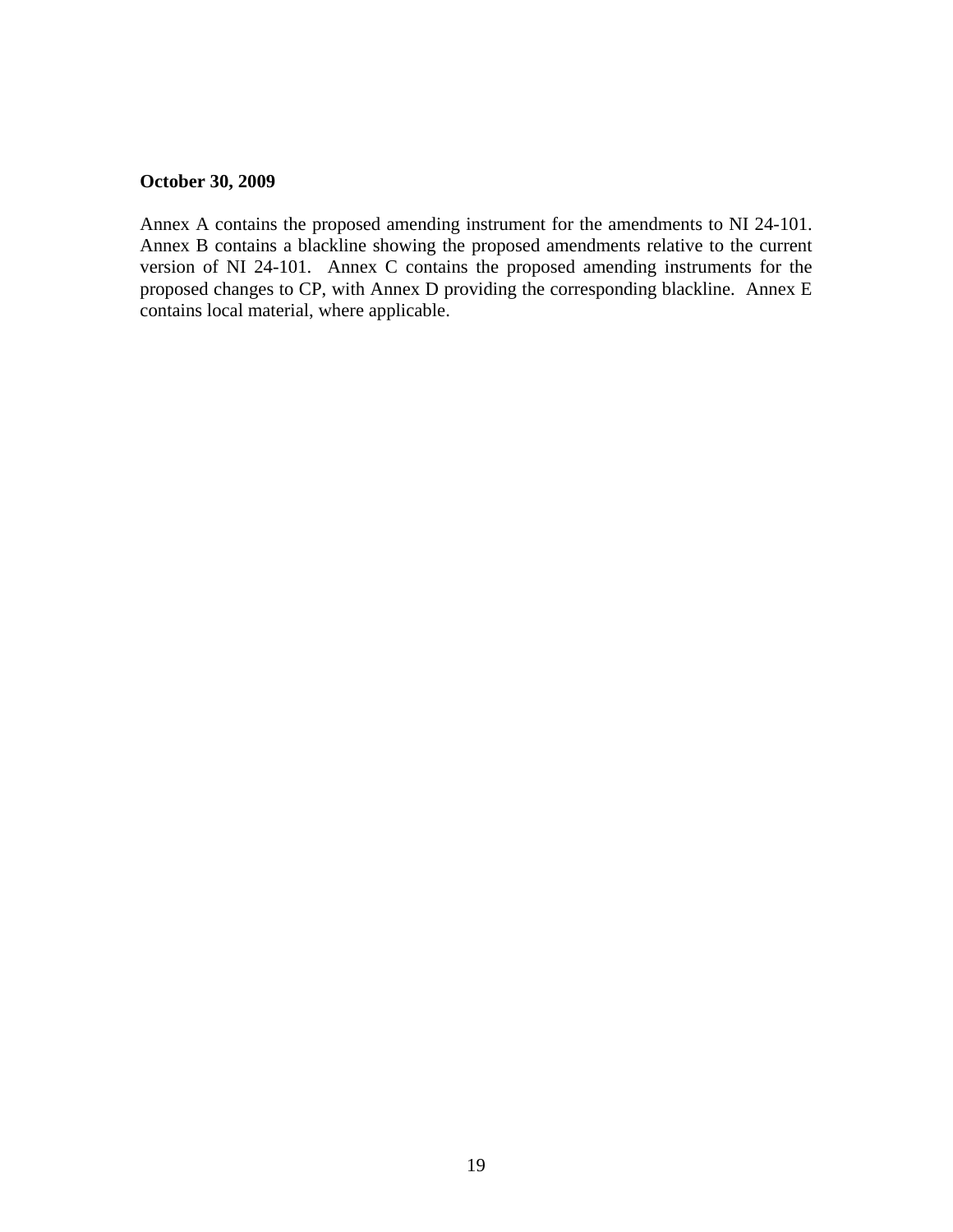**October 30, 2009**

Annex A contains the proposed amending instrument for the amendments to NI 24-101. Annex B contains a blackline showing the proposed amendments relative to the current version of NI 24-101. Annex C contains the proposed amending instruments for the proposed changes to CP, with Annex D providing the corresponding blackline. Annex E contains local material, where applicable.